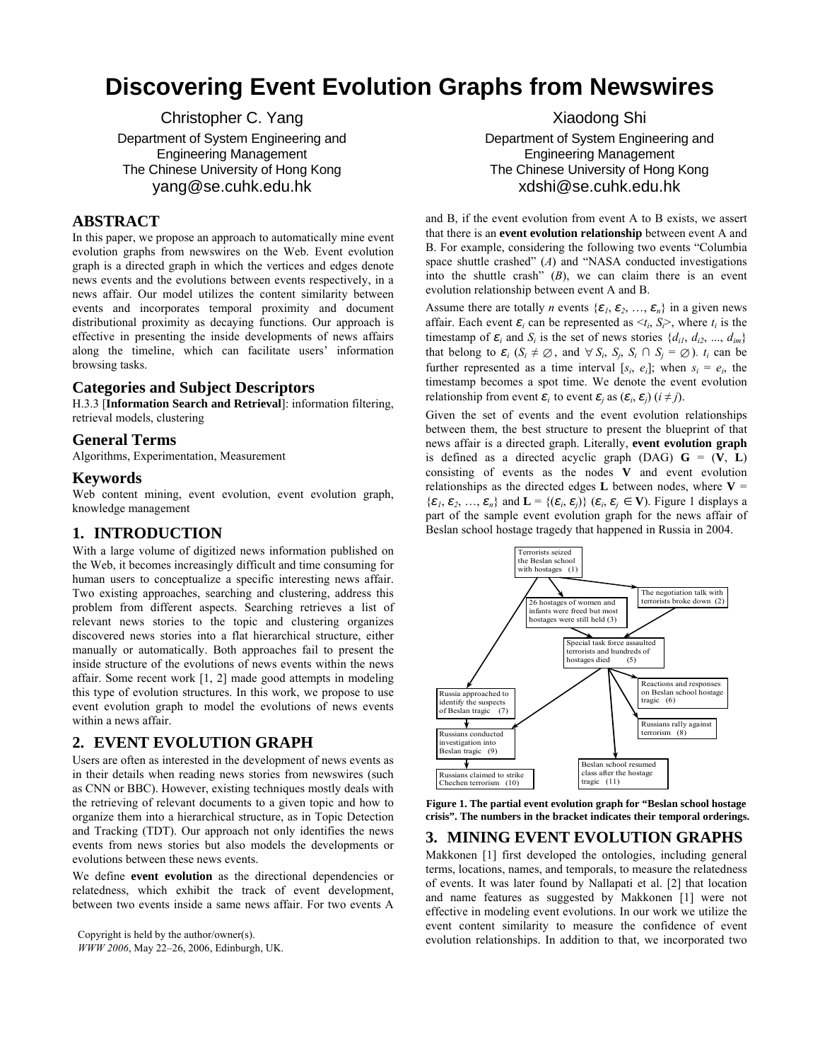# Discovering Event Evolution Graphs from Newswires

Christopher C. Yang
Department of System Engineering and Engineering Management
The Chinese University of Hong Kong
yang@se.cuhk.edu.hk

Xiaodong Shi
Department of System Engineering and Engineering Management
The Chinese University of Hong Kong
xdshi@se.cuhk.edu.hk

## ABSTRACT

In this paper, we propose an approach to automatically mine event evolution graphs from newswires on the Web. Event evolution graph is a directed graph in which the vertices and edges denote news events and the evolutions between events respectively, in a news affair. Our model utilizes the content similarity between events and incorporates temporal proximity and document distributional proximity as decaying functions. Our approach is effective in presenting the inside developments of news affairs along the timeline, which can facilitate users' information browsing tasks.

### Categories and Subject Descriptors

H.3.3 [**Information Search and Retrieval**]: information filtering, retrieval models, clustering

### General Terms

Algorithms, Experimentation, Measurement

### Keywords

Web content mining, event evolution, event evolution graph, knowledge management

## 1. INTRODUCTION

With a large volume of digitized news information published on the Web, it becomes increasingly difficult and time consuming for human users to conceptualize a specific interesting news affair. Two existing approaches, searching and clustering, address this problem from different aspects. Searching retrieves a list of relevant news stories to the topic and clustering organizes discovered news stories into a flat hierarchical structure, either manually or automatically. Both approaches fail to present the inside structure of the evolutions of news events within the news affair. Some recent work [1, 2] made good attempts in modeling this type of evolution structures. In this work, we propose to use event evolution graph to model the evolutions of news events within a news affair.

## 2. EVENT EVOLUTION GRAPH

Users are often as interested in the development of news events as in their details when reading news stories from newswires (such as CNN or BBC). However, existing techniques mostly deals with the retrieving of relevant documents to a given topic and how to organize them into a hierarchical structure, as in Topic Detection and Tracking (TDT). Our approach not only identifies the news events from news stories but also models the developments or evolutions between these news events.

We define **event evolution** as the directional dependencies or relatedness, which exhibit the track of event development, between two events inside a same news affair. For two events A and B, if the event evolution from event A to B exists, we assert that there is an **event evolution relationship** between event A and B. For example, considering the following two events "Columbia space shuttle crashed" (*A*) and "NASA conducted investigations into the shuttle crash" (*B*), we can claim there is an event evolution relationship between event A and B.

Assume there are totally *n* events $\{\varepsilon_1, \varepsilon_2, \ldots, \varepsilon_n\}$ in a given news affair. Each event $\varepsilon_i$ can be represented as $<t_i, S_i>$, where $t_i$ is the timestamp of $\varepsilon_i$ and $S_i$ is the set of news stories $\{d_{i1}, d_{i2}, \ldots, d_{im}\}$ that belong to $\varepsilon_i$ ($S_i \neq \varnothing$, and $\forall S_i, S_j, S_i \cap S_j = \varnothing$). $t_i$ can be further represented as a time interval $[s_i, e_i]$; when $s_i = e_i$, the timestamp becomes a spot time. We denote the event evolution relationship from event $\varepsilon_i$ to event $\varepsilon_j$ as $(\varepsilon_i, \varepsilon_j)$ $(i \neq j)$.

Given the set of events and the event evolution relationships between them, the best structure to present the blueprint of that news affair is a directed graph. Literally, **event evolution graph** is defined as a directed acyclic graph (DAG) **G** = (**V**, **L**) consisting of events as the nodes **V** and event evolution relationships as the directed edges **L** between nodes, where **V** = $\{\varepsilon_1, \varepsilon_2, \ldots, \varepsilon_n\}$ and **L** = $\{(\varepsilon_i, \varepsilon_j)\}$ $(\varepsilon_i, \varepsilon_j \in$ **V**). Figure 1 displays a part of the sample event evolution graph for the news affair of Beslan school hostage tragedy that happened in Russia in 2004.

**Figure 1. The partial event evolution graph for "Beslan school hostage crisis". The numbers in the bracket indicates their temporal orderings.**

## 3. MINING EVENT EVOLUTION GRAPHS

Makkonen [1] first developed the ontologies, including general terms, locations, names, and temporals, to measure the relatedness of events. It was later found by Nallapati et al. [2] that location and name features as suggested by Makkonen [1] were not effective in modeling event evolutions. In our work we utilize the event content similarity to measure the confidence of event evolution relationships. In addition to that, we incorporated two

Copyright is held by the author/owner(s).
*WWW 2006*, May 22–26, 2006, Edinburgh, UK.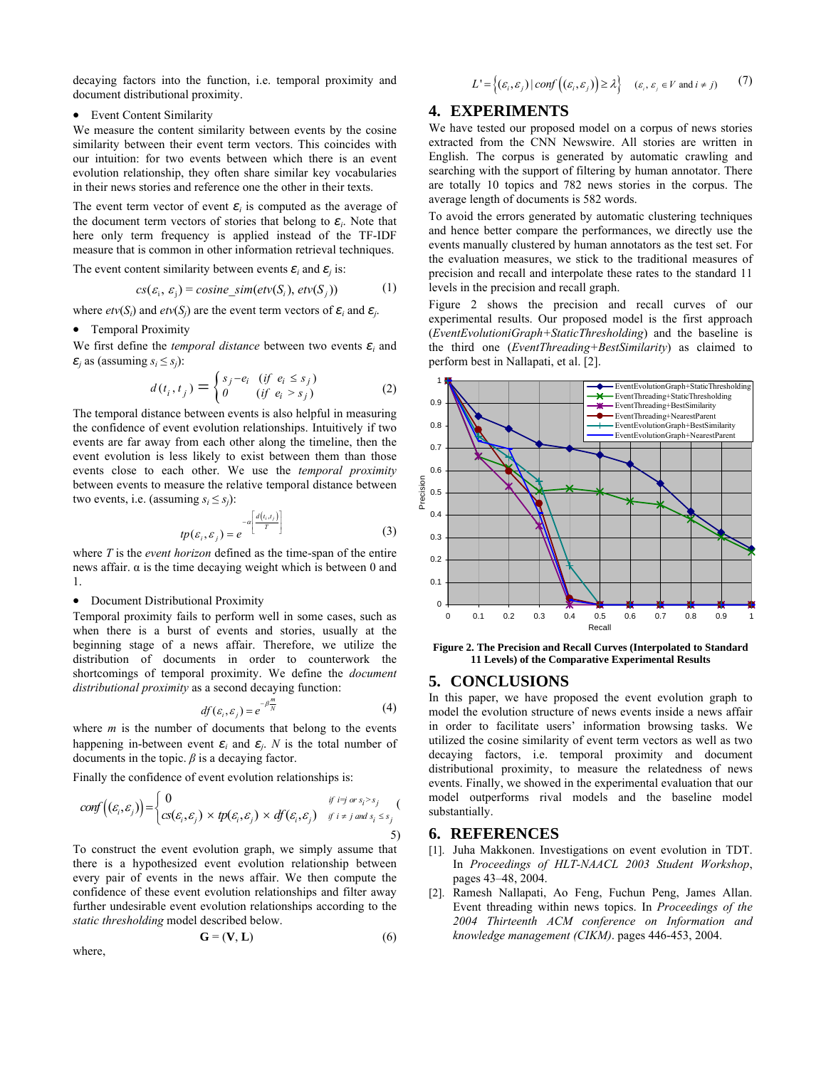decaying factors into the function, i.e. temporal proximity and document distributional proximity.

- Event Content Similarity

We measure the content similarity between events by the cosine similarity between their event term vectors. This coincides with our intuition: for two events between which there is an event evolution relationship, they often share similar key vocabularies in their news stories and reference one the other in their texts.

The event term vector of event $\varepsilon_i$ is computed as the average of the document term vectors of stories that belong to $\varepsilon_i$. Note that here only term frequency is applied instead of the TF-IDF measure that is common in other information retrieval techniques.

The event content similarity between events $\varepsilon_i$ and $\varepsilon_j$ is:

$$cs(\varepsilon_i, \varepsilon_j) = cosine\_sim(etv(S_i), etv(S_j)) \qquad (1)$$

where $etv(S_i)$ and $etv(S_j)$ are the event term vectors of $\varepsilon_i$ and $\varepsilon_j$.

- Temporal Proximity

We first define the *temporal distance* between two events $\varepsilon_i$ and $\varepsilon_j$ as (assuming $s_i \le s_j$):

$$d(t_i, t_j) = \begin{cases} s_j - e_i & (if\ e_i \le s_j) \\ 0 & (if\ e_i > s_j) \end{cases} \qquad (2)$$

The temporal distance between events is also helpful in measuring the confidence of event evolution relationships. Intuitively if two events are far away from each other along the timeline, then the event evolution is less likely to exist between them than those events close to each other. We use the *temporal proximity* between events to measure the relative temporal distance between two events, i.e. (assuming $s_i \le s_j$):

$$tp(\varepsilon_i, \varepsilon_j) = e^{-\alpha\left[\frac{d(t_i, t_j)}{T}\right]} \qquad (3)$$

where $T$ is the *event horizon* defined as the time-span of the entire news affair. α is the time decaying weight which is between 0 and 1.

- Document Distributional Proximity

Temporal proximity fails to perform well in some cases, such as when there is a burst of events and stories, usually at the beginning stage of a news affair. Therefore, we utilize the distribution of documents in order to counterwork the shortcomings of temporal proximity. We define the *document distributional proximity* as a second decaying function:

$$df(\varepsilon_i, \varepsilon_j) = e^{-\beta\frac{m}{N}} \qquad (4)$$

where $m$ is the number of documents that belong to the events happening in-between event $\varepsilon_i$ and $\varepsilon_j$. $N$ is the total number of documents in the topic. $\beta$ is a decaying factor.

Finally the confidence of event evolution relationships is:

$$conf\left((\varepsilon_i, \varepsilon_j)\right) = \begin{cases} 0 & if\ i=j\ or\ s_i > s_j \\ cs(\varepsilon_i, \varepsilon_j) \times tp(\varepsilon_i, \varepsilon_j) \times df(\varepsilon_i, \varepsilon_j) & if\ i \ne j\ and\ s_i \le s_j \end{cases} \qquad (5)$$

To construct the event evolution graph, we simply assume that there is a hypothesized event evolution relationship between every pair of events in the news affair. We then compute the confidence of these event evolution relationships and filter away further undesirable event evolution relationships according to the *static thresholding* model described below.

$$\mathbf{G} = (\mathbf{V}, \mathbf{L}) \qquad (6)$$

where,

$$L' = \left\{(\varepsilon_i, \varepsilon_j) \mid conf\left((\varepsilon_i, \varepsilon_j)\right) \ge \lambda\right\} \quad (\varepsilon_i, \varepsilon_j \in V \text{ and } i \ne j) \qquad (7)$$

## 4. EXPERIMENTS

We have tested our proposed model on a corpus of news stories extracted from the CNN Newswire. All stories are written in English. The corpus is generated by automatic crawling and searching with the support of filtering by human annotator. There are totally 10 topics and 782 news stories in the corpus. The average length of documents is 582 words.

To avoid the errors generated by automatic clustering techniques and hence better compare the performances, we directly use the events manually clustered by human annotators as the test set. For the evaluation measures, we stick to the traditional measures of precision and recall and interpolate these rates to the standard 11 levels in the precision and recall graph.

Figure 2 shows the precision and recall curves of our experimental results. Our proposed model is the first approach (*EventEvolutioniGraph+StaticThresholding*) and the baseline is the third one (*EventThreading+BestSimilarity*) as claimed to perform best in Nallapati, et al. [2].

EventEvolutionGraph+StaticThresholding
EventThreading+StaticThresholding
EventThreading+BestSimilarity
EventThreading+NearestParent
EventEvolutionGraph+BestSimilarity
EventEvolutionGraph+NearestParent

Precision
Recall
0 0.1 0.2 0.3 0.4 0.5 0.6 0.7 0.8 0.9 1

**Figure 2. The Precision and Recall Curves (Interpolated to Standard 11 Levels) of the Comparative Experimental Results**

## 5. CONCLUSIONS

In this paper, we have proposed the event evolution graph to model the evolution structure of news events inside a news affair in order to facilitate users' information browsing tasks. We utilized the cosine similarity of event term vectors as well as two decaying factors, i.e. temporal proximity and document distributional proximity, to measure the relatedness of news events. Finally, we showed in the experimental evaluation that our model outperforms rival models and the baseline model substantially.

## 6. REFERENCES

[1]. Juha Makkonen. Investigations on event evolution in TDT. In *Proceedings of HLT-NAACL 2003 Student Workshop*, pages 43–48, 2004.

[2]. Ramesh Nallapati, Ao Feng, Fuchun Peng, James Allan. Event threading within news topics. In *Proceedings of the 2004 Thirteenth ACM conference on Information and knowledge management (CIKM)*. pages 446-453, 2004.